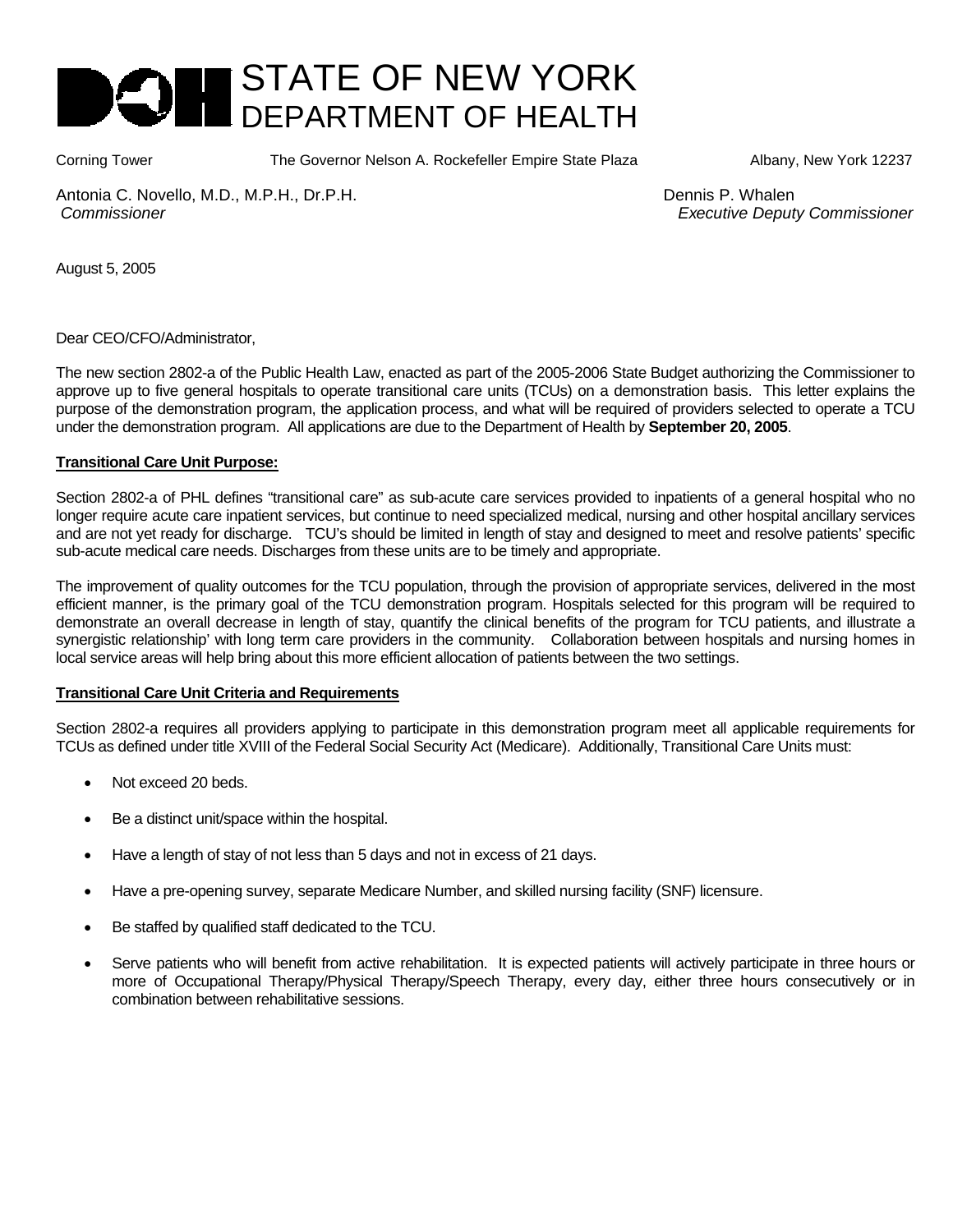# STATE OF NEW YORK
## DEPARTMENT OF HEALTH

Corning Tower The Governor Nelson A. Rockefeller Empire State Plaza Albany, New York 12237

Antonia C. Novello, M.D., M.P.H., Dr.P.H.
*Commissioner*

Dennis P. Whalen
*Executive Deputy Commissioner*

August 5, 2005

Dear CEO/CFO/Administrator,

The new section 2802-a of the Public Health Law, enacted as part of the 2005-2006 State Budget authorizing the Commissioner to approve up to five general hospitals to operate transitional care units (TCUs) on a demonstration basis. This letter explains the purpose of the demonstration program, the application process, and what will be required of providers selected to operate a TCU under the demonstration program. All applications are due to the Department of Health by **September 20, 2005**.

**Transitional Care Unit Purpose:**

Section 2802-a of PHL defines "transitional care" as sub-acute care services provided to inpatients of a general hospital who no longer require acute care inpatient services, but continue to need specialized medical, nursing and other hospital ancillary services and are not yet ready for discharge. TCU's should be limited in length of stay and designed to meet and resolve patients' specific sub-acute medical care needs. Discharges from these units are to be timely and appropriate.

The improvement of quality outcomes for the TCU population, through the provision of appropriate services, delivered in the most efficient manner, is the primary goal of the TCU demonstration program. Hospitals selected for this program will be required to demonstrate an overall decrease in length of stay, quantify the clinical benefits of the program for TCU patients, and illustrate a synergistic relationship' with long term care providers in the community. Collaboration between hospitals and nursing homes in local service areas will help bring about this more efficient allocation of patients between the two settings.

**Transitional Care Unit Criteria and Requirements**

Section 2802-a requires all providers applying to participate in this demonstration program meet all applicable requirements for TCUs as defined under title XVIII of the Federal Social Security Act (Medicare). Additionally, Transitional Care Units must:

- Not exceed 20 beds.
- Be a distinct unit/space within the hospital.
- Have a length of stay of not less than 5 days and not in excess of 21 days.
- Have a pre-opening survey, separate Medicare Number, and skilled nursing facility (SNF) licensure.
- Be staffed by qualified staff dedicated to the TCU.
- Serve patients who will benefit from active rehabilitation. It is expected patients will actively participate in three hours or more of Occupational Therapy/Physical Therapy/Speech Therapy, every day, either three hours consecutively or in combination between rehabilitative sessions.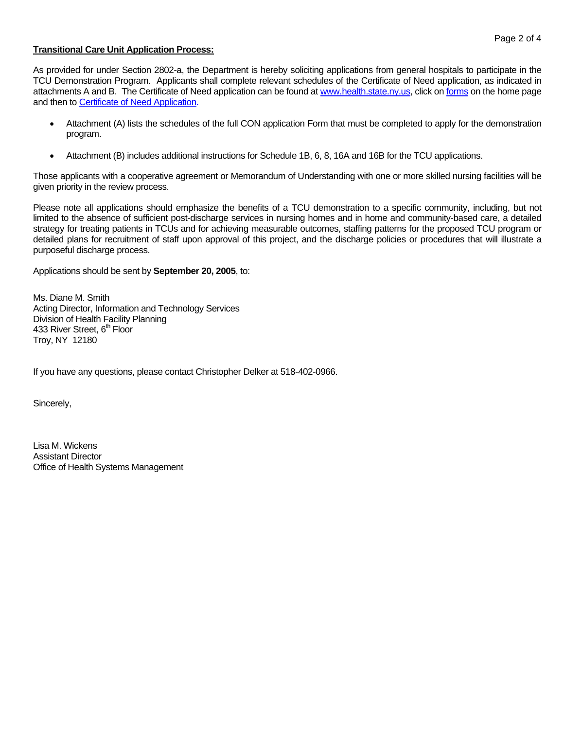**Transitional Care Unit Application Process:**

As provided for under Section 2802-a, the Department is hereby soliciting applications from general hospitals to participate in the TCU Demonstration Program. Applicants shall complete relevant schedules of the Certificate of Need application, as indicated in attachments A and B. The Certificate of Need application can be found at www.health.state.ny.us, click on forms on the home page and then to Certificate of Need Application.

- Attachment (A) lists the schedules of the full CON application Form that must be completed to apply for the demonstration program.
- Attachment (B) includes additional instructions for Schedule 1B, 6, 8, 16A and 16B for the TCU applications.

Those applicants with a cooperative agreement or Memorandum of Understanding with one or more skilled nursing facilities will be given priority in the review process.

Please note all applications should emphasize the benefits of a TCU demonstration to a specific community, including, but not limited to the absence of sufficient post-discharge services in nursing homes and in home and community-based care, a detailed strategy for treating patients in TCUs and for achieving measurable outcomes, staffing patterns for the proposed TCU program or detailed plans for recruitment of staff upon approval of this project, and the discharge policies or procedures that will illustrate a purposeful discharge process.

Applications should be sent by **September 20, 2005**, to:

Ms. Diane M. Smith
Acting Director, Information and Technology Services
Division of Health Facility Planning
433 River Street, 6th Floor
Troy, NY 12180

If you have any questions, please contact Christopher Delker at 518-402-0966.

Sincerely,

Lisa M. Wickens
Assistant Director
Office of Health Systems Management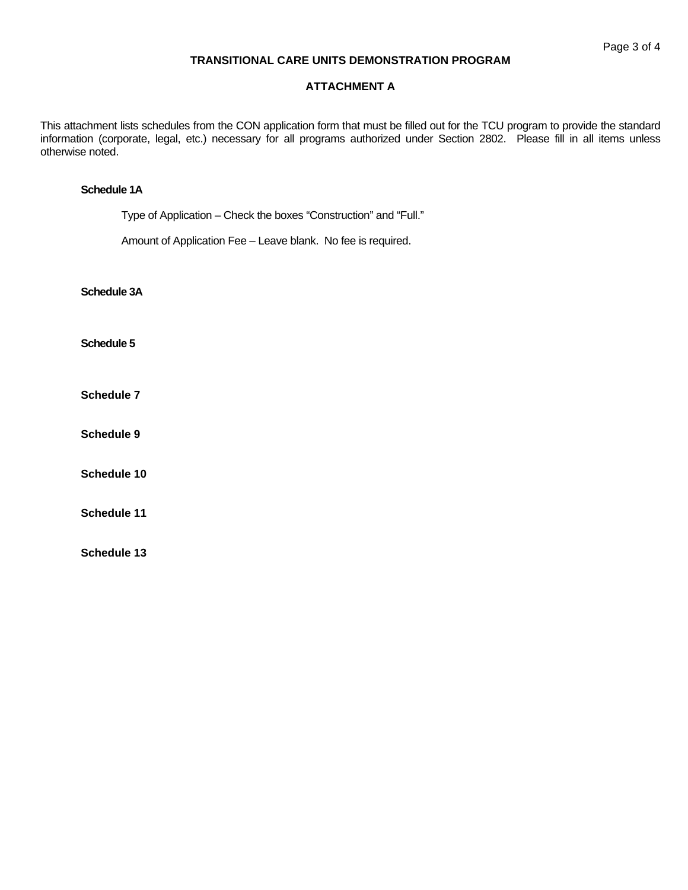## TRANSITIONAL CARE UNITS DEMONSTRATION PROGRAM

## ATTACHMENT A

This attachment lists schedules from the CON application form that must be filled out for the TCU program to provide the standard information (corporate, legal, etc.) necessary for all programs authorized under Section 2802. Please fill in all items unless otherwise noted.

**Schedule 1A**

Type of Application – Check the boxes “Construction” and “Full.”

Amount of Application Fee – Leave blank. No fee is required.

**Schedule 3A**

**Schedule 5**

**Schedule 7**

**Schedule 9**

**Schedule 10**

**Schedule 11**

**Schedule 13**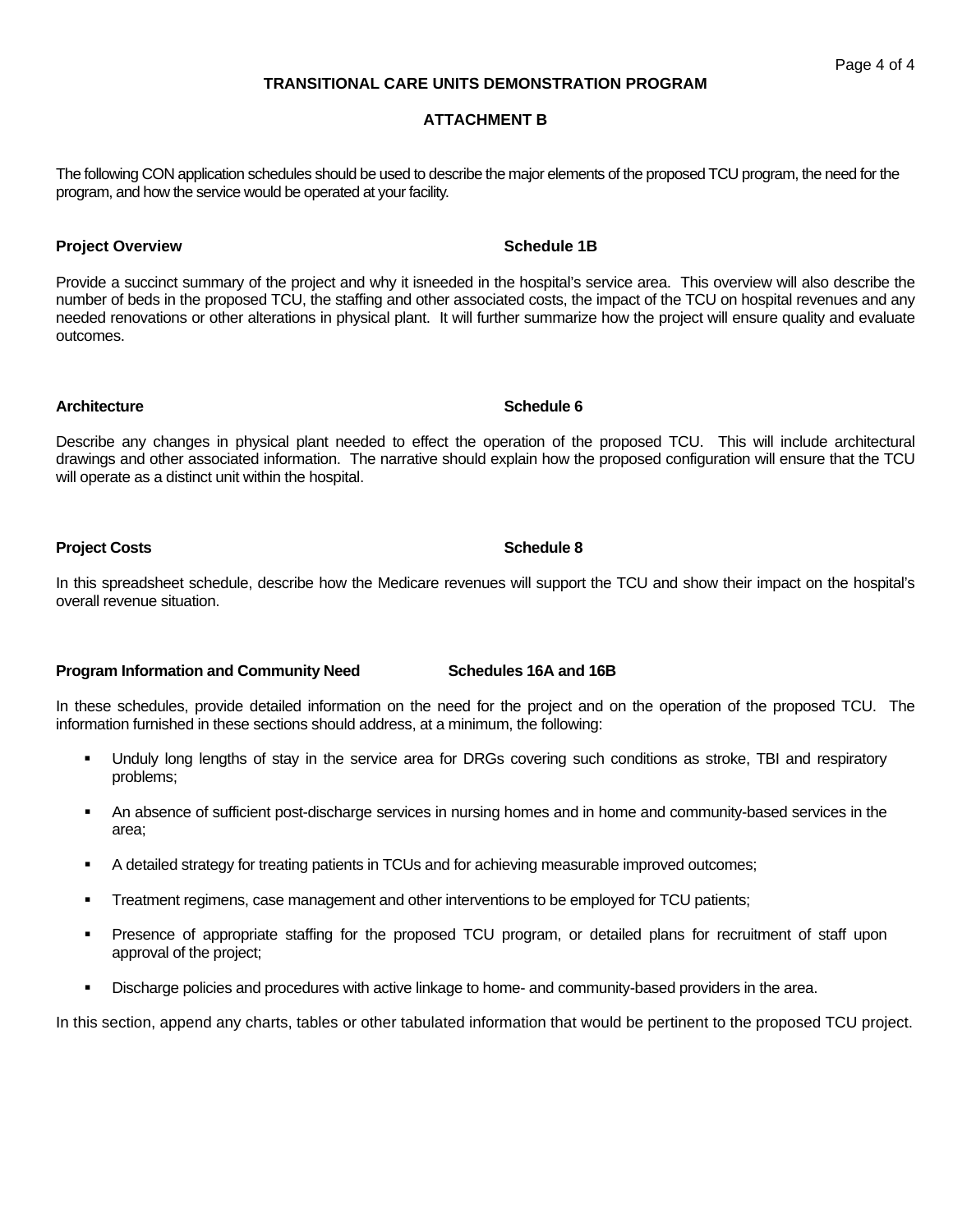# TRANSITIONAL CARE UNITS DEMONSTRATION PROGRAM

## ATTACHMENT B

The following CON application schedules should be used to describe the major elements of the proposed TCU program, the need for the program, and how the service would be operated at your facility.

**Project Overview** **Schedule 1B**

Provide a succinct summary of the project and why it isneeded in the hospital's service area. This overview will also describe the number of beds in the proposed TCU, the staffing and other associated costs, the impact of the TCU on hospital revenues and any needed renovations or other alterations in physical plant. It will further summarize how the project will ensure quality and evaluate outcomes.

**Architecture** **Schedule 6**

Describe any changes in physical plant needed to effect the operation of the proposed TCU. This will include architectural drawings and other associated information. The narrative should explain how the proposed configuration will ensure that the TCU will operate as a distinct unit within the hospital.

**Project Costs** **Schedule 8**

In this spreadsheet schedule, describe how the Medicare revenues will support the TCU and show their impact on the hospital's overall revenue situation.

**Program Information and Community Need** **Schedules 16A and 16B**

In these schedules, provide detailed information on the need for the project and on the operation of the proposed TCU. The information furnished in these sections should address, at a minimum, the following:

- Unduly long lengths of stay in the service area for DRGs covering such conditions as stroke, TBI and respiratory problems;
- An absence of sufficient post-discharge services in nursing homes and in home and community-based services in the area;
- A detailed strategy for treating patients in TCUs and for achieving measurable improved outcomes;
- Treatment regimens, case management and other interventions to be employed for TCU patients;
- Presence of appropriate staffing for the proposed TCU program, or detailed plans for recruitment of staff upon approval of the project;
- Discharge policies and procedures with active linkage to home- and community-based providers in the area.

In this section, append any charts, tables or other tabulated information that would be pertinent to the proposed TCU project.